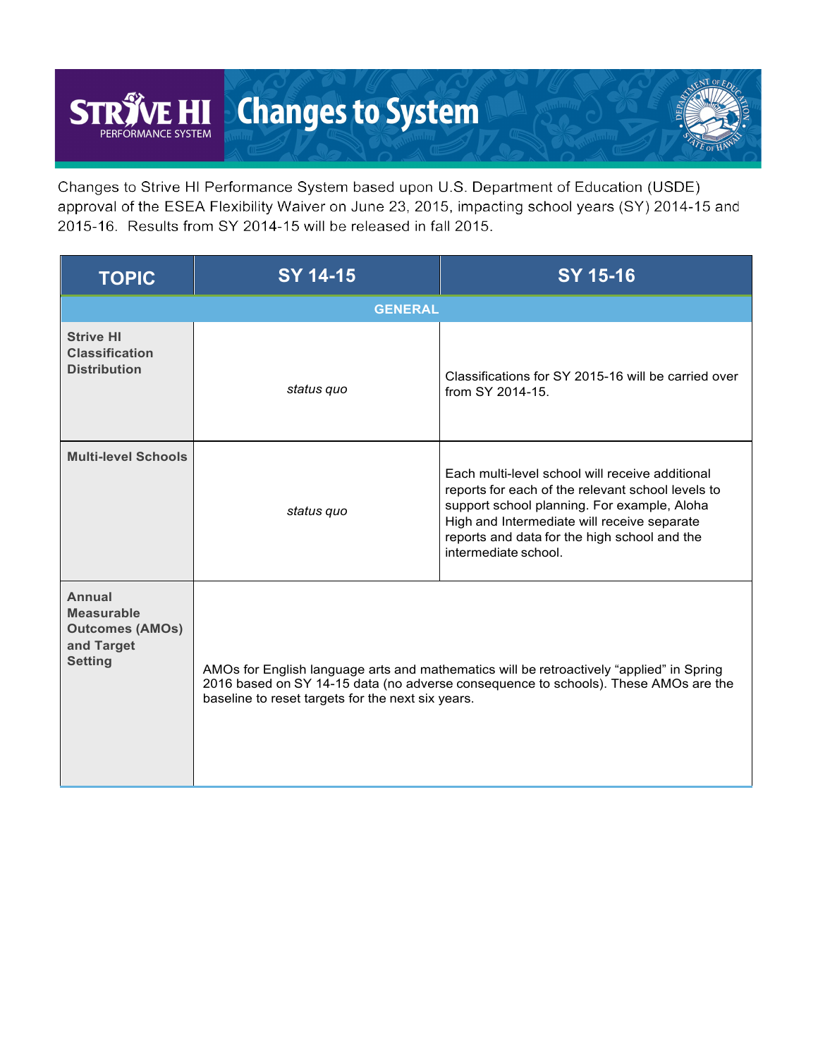# STRIVE HI PERFORMANCE SYSTEM — Changes to System

Changes to Strive HI Performance System based upon U.S. Department of Education (USDE) approval of the ESEA Flexibility Waiver on June 23, 2015, impacting school years (SY) 2014-15 and 2015-16. Results from SY 2014-15 will be released in fall 2015.

| TOPIC | SY 14-15 | SY 15-16 |
| --- | --- | --- |
| **GENERAL** | | |
| **Strive HI Classification Distribution** | *status quo* | Classifications for SY 2015-16 will be carried over from SY 2014-15. |
| **Multi-level Schools** | *status quo* | Each multi-level school will receive additional reports for each of the relevant school levels to support school planning. For example, Aloha High and Intermediate will receive separate reports and data for the high school and the intermediate school. |
| **Annual Measurable Outcomes (AMOs) and Target Setting** | AMOs for English language arts and mathematics will be retroactively "applied" in Spring 2016 based on SY 14-15 data (no adverse consequence to schools). These AMOs are the baseline to reset targets for the next six years. | |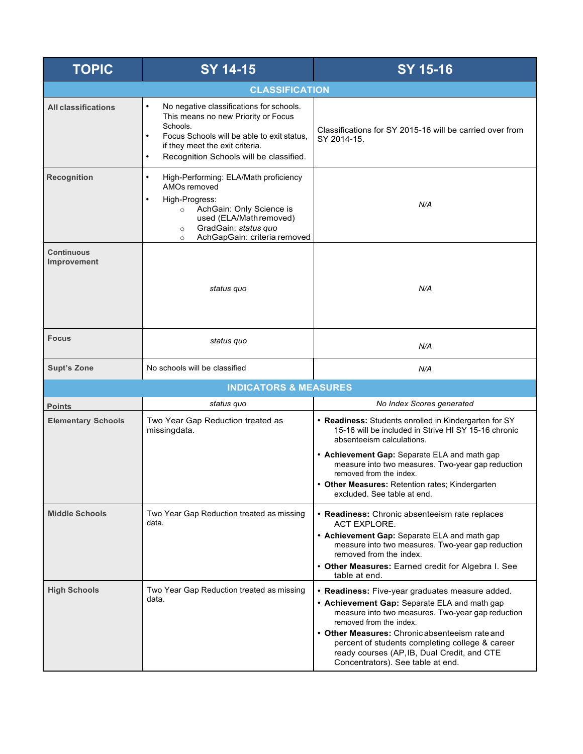| TOPIC | SY 14-15 | SY 15-16 |
|---|---|---|
| **CLASSIFICATION** | | |
| **All classifications** | • No negative classifications for schools. This means no new Priority or Focus Schools.<br>• Focus Schools will be able to exit status, if they meet the exit criteria.<br>• Recognition Schools will be classified. | Classifications for SY 2015-16 will be carried over from SY 2014-15. |
| **Recognition** | • High-Performing: ELA/Math proficiency AMOs removed<br>• High-Progress:<br>  ○ AchGain: Only Science is used (ELA/Math removed)<br>  ○ GradGain: *status quo*<br>  ○ AchGapGain: criteria removed | *N/A* |
| **Continuous Improvement** | *status quo* | *N/A* |
| **Focus** | *status quo* | *N/A* |
| **Supt's Zone** | No schools will be classified | *N/A* |
| **INDICATORS & MEASURES** | | |
| **Points** | *status quo* | *No Index Scores generated* |
| **Elementary Schools** | Two Year Gap Reduction treated as missingdata. | • **Readiness:** Students enrolled in Kindergarten for SY 15-16 will be included in Strive HI SY 15-16 chronic absenteeism calculations.<br>• **Achievement Gap:** Separate ELA and math gap measure into two measures. Two-year gap reduction removed from the index.<br>• **Other Measures:** Retention rates; Kindergarten excluded. See table at end. |
| **Middle Schools** | Two Year Gap Reduction treated as missing data. | • **Readiness:** Chronic absenteeism rate replaces ACT EXPLORE.<br>• **Achievement Gap:** Separate ELA and math gap measure into two measures. Two-year gap reduction removed from the index.<br>• **Other Measures:** Earned credit for Algebra I. See table at end. |
| **High Schools** | Two Year Gap Reduction treated as missing data. | • **Readiness:** Five-year graduates measure added.<br>• **Achievement Gap:** Separate ELA and math gap measure into two measures. Two-year gap reduction removed from the index.<br>• **Other Measures:** Chronic absenteeism rate and percent of students completing college & career ready courses (AP, IB, Dual Credit, and CTE Concentrators). See table at end. |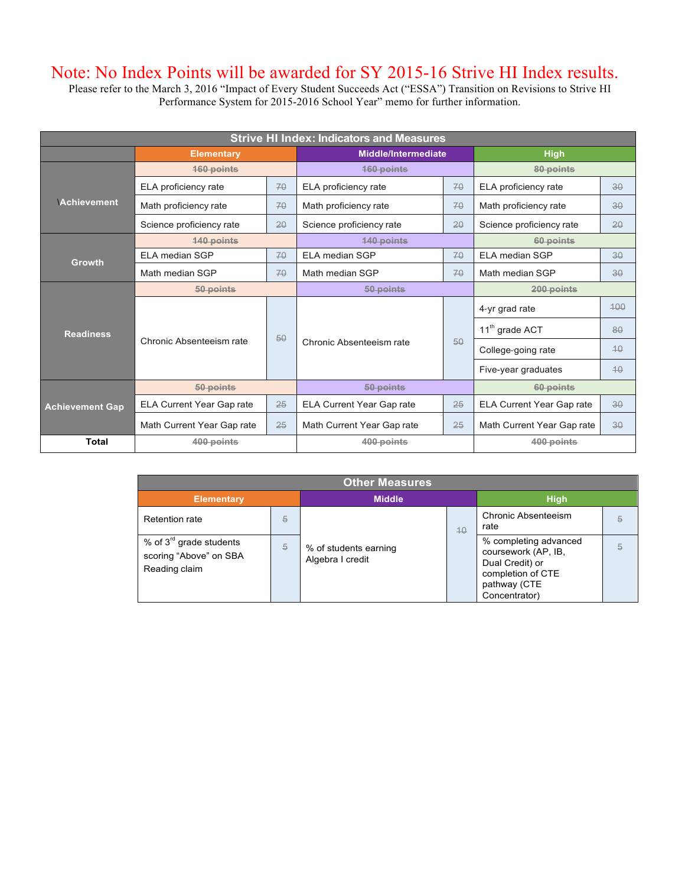Note: No Index Points will be awarded for SY 2015-16 Strive HI Index results.

Please refer to the March 3, 2016 "Impact of Every Student Succeeds Act ("ESSA") Transition on Revisions to Strive HI Performance System for 2015-2016 School Year" memo for further information.

| Strive HI Index: Indicators and Measures | | | | | | |
|---|---|---|---|---|---|---|
| | Elementary | | Middle/Intermediate | | High | |
| Achievement | ~~160 points~~ | | ~~160 points~~ | | ~~80 points~~ | |
| | ELA proficiency rate | ~~70~~ | ELA proficiency rate | ~~70~~ | ELA proficiency rate | ~~30~~ |
| | Math proficiency rate | ~~70~~ | Math proficiency rate | ~~70~~ | Math proficiency rate | ~~30~~ |
| | Science proficiency rate | ~~20~~ | Science proficiency rate | ~~20~~ | Science proficiency rate | ~~20~~ |
| Growth | ~~140 points~~ | | ~~140 points~~ | | ~~60 points~~ | |
| | ELA median SGP | ~~70~~ | ELA median SGP | ~~70~~ | ELA median SGP | ~~30~~ |
| | Math median SGP | ~~70~~ | Math median SGP | ~~70~~ | Math median SGP | ~~30~~ |
| Readiness | ~~50 points~~ | | ~~50 points~~ | | ~~200 points~~ | |
| | Chronic Absenteeism rate | ~~50~~ | Chronic Absenteeism rate | ~~50~~ | 4-yr grad rate | ~~100~~ |
| | | | | | 11th grade ACT | ~~80~~ |
| | | | | | College-going rate | ~~10~~ |
| | | | | | Five-year graduates | ~~10~~ |
| Achievement Gap | ~~50 points~~ | | ~~50 points~~ | | ~~60 points~~ | |
| | ELA Current Year Gap rate | ~~25~~ | ELA Current Year Gap rate | ~~25~~ | ELA Current Year Gap rate | ~~30~~ |
| | Math Current Year Gap rate | ~~25~~ | Math Current Year Gap rate | ~~25~~ | Math Current Year Gap rate | ~~30~~ |
| **Total** | ~~400 points~~ | | ~~400 points~~ | | ~~400 points~~ | |

| Other Measures | | | | | |
|---|---|---|---|---|---|
| Elementary | | Middle | | High | |
| Retention rate | ~~5~~ | % of students earning Algebra I credit | ~~10~~ | Chronic Absenteeism rate | ~~5~~ |
| % of 3rd grade students scoring "Above" on SBA Reading claim | ~~5~~ | | | % completing advanced coursework (AP, IB, Dual Credit) or completion of CTE pathway (CTE Concentrator) | ~~5~~ |